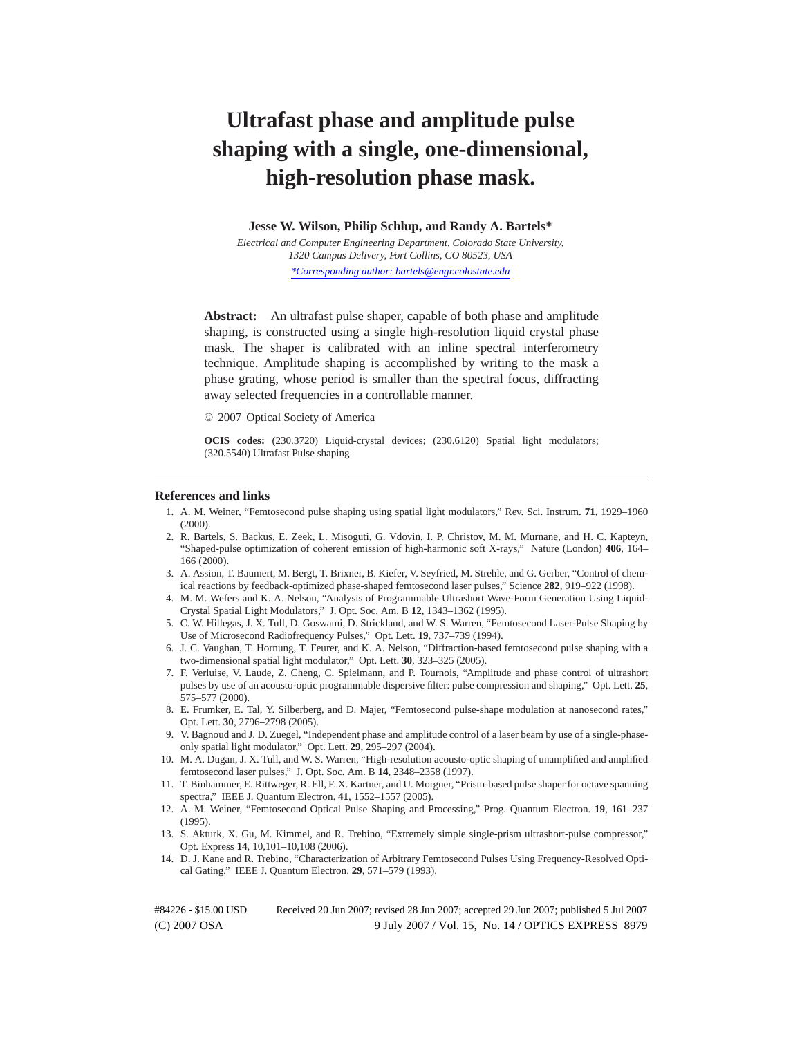# Ultrafast phase and amplitude pulse shaping with a single, one-dimensional, high-resolution phase mask.

**Jesse W. Wilson, Philip Schlup, and Randy A. Bartels***

*Electrical and Computer Engineering Department, Colorado State University, 1320 Campus Delivery, Fort Collins, CO 80523, USA*

*\*Corresponding author: bartels@engr.colostate.edu*

**Abstract:** An ultrafast pulse shaper, capable of both phase and amplitude shaping, is constructed using a single high-resolution liquid crystal phase mask. The shaper is calibrated with an inline spectral interferometry technique. Amplitude shaping is accomplished by writing to the mask a phase grating, whose period is smaller than the spectral focus, diffracting away selected frequencies in a controllable manner.

© 2007 Optical Society of America

**OCIS codes:** (230.3720) Liquid-crystal devices; (230.6120) Spatial light modulators; (320.5540) Ultrafast Pulse shaping

## References and links

1. A. M. Weiner, "Femtosecond pulse shaping using spatial light modulators," Rev. Sci. Instrum. **71**, 1929–1960 (2000).
2. R. Bartels, S. Backus, E. Zeek, L. Misoguti, G. Vdovin, I. P. Christov, M. M. Murnane, and H. C. Kapteyn, "Shaped-pulse optimization of coherent emission of high-harmonic soft X-rays," Nature (London) **406**, 164–166 (2000).
3. A. Assion, T. Baumert, M. Bergt, T. Brixner, B. Kiefer, V. Seyfried, M. Strehle, and G. Gerber, "Control of chemical reactions by feedback-optimized phase-shaped femtosecond laser pulses," Science **282**, 919–922 (1998).
4. M. M. Wefers and K. A. Nelson, "Analysis of Programmable Ultrashort Wave-Form Generation Using Liquid-Crystal Spatial Light Modulators," J. Opt. Soc. Am. B **12**, 1343–1362 (1995).
5. C. W. Hillegas, J. X. Tull, D. Goswami, D. Strickland, and W. S. Warren, "Femtosecond Laser-Pulse Shaping by Use of Microsecond Radiofrequency Pulses," Opt. Lett. **19**, 737–739 (1994).
6. J. C. Vaughan, T. Hornung, T. Feurer, and K. A. Nelson, "Diffraction-based femtosecond pulse shaping with a two-dimensional spatial light modulator," Opt. Lett. **30**, 323–325 (2005).
7. F. Verluise, V. Laude, Z. Cheng, C. Spielmann, and P. Tournois, "Amplitude and phase control of ultrashort pulses by use of an acousto-optic programmable dispersive filter: pulse compression and shaping," Opt. Lett. **25**, 575–577 (2000).
8. E. Frumker, E. Tal, Y. Silberberg, and D. Majer, "Femtosecond pulse-shape modulation at nanosecond rates," Opt. Lett. **30**, 2796–2798 (2005).
9. V. Bagnoud and J. D. Zuegel, "Independent phase and amplitude control of a laser beam by use of a single-phase-only spatial light modulator," Opt. Lett. **29**, 295–297 (2004).
10. M. A. Dugan, J. X. Tull, and W. S. Warren, "High-resolution acousto-optic shaping of unamplified and amplified femtosecond laser pulses," J. Opt. Soc. Am. B **14**, 2348–2358 (1997).
11. T. Binhammer, E. Rittweger, R. Ell, F. X. Kartner, and U. Morgner, "Prism-based pulse shaper for octave spanning spectra," IEEE J. Quantum Electron. **41**, 1552–1557 (2005).
12. A. M. Weiner, "Femtosecond Optical Pulse Shaping and Processing," Prog. Quantum Electron. **19**, 161–237 (1995).
13. S. Akturk, X. Gu, M. Kimmel, and R. Trebino, "Extremely simple single-prism ultrashort-pulse compressor," Opt. Express **14**, 10,101–10,108 (2006).
14. D. J. Kane and R. Trebino, "Characterization of Arbitrary Femtosecond Pulses Using Frequency-Resolved Optical Gating," IEEE J. Quantum Electron. **29**, 571–579 (1993).

#84226 - $15.00 USD Received 20 Jun 2007; revised 28 Jun 2007; accepted 29 Jun 2007; published 5 Jul 2007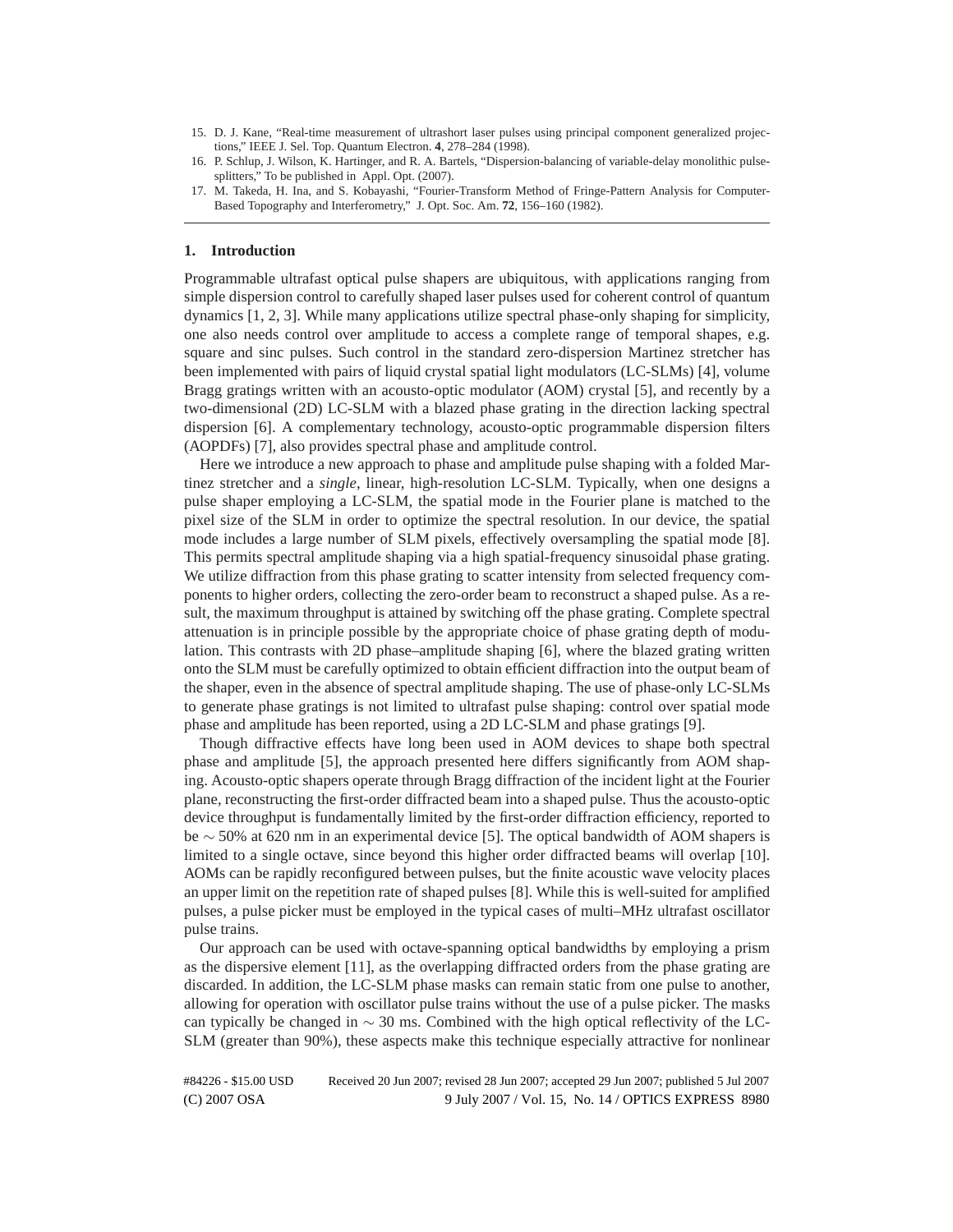15. D. J. Kane, "Real-time measurement of ultrashort laser pulses using principal component generalized projections," IEEE J. Sel. Top. Quantum Electron. **4**, 278–284 (1998).
16. P. Schlup, J. Wilson, K. Hartinger, and R. A. Bartels, "Dispersion-balancing of variable-delay monolithic pulse-splitters," To be published in Appl. Opt. (2007).
17. M. Takeda, H. Ina, and S. Kobayashi, "Fourier-Transform Method of Fringe-Pattern Analysis for Computer-Based Topography and Interferometry," J. Opt. Soc. Am. **72**, 156–160 (1982).

## 1. Introduction

Programmable ultrafast optical pulse shapers are ubiquitous, with applications ranging from simple dispersion control to carefully shaped laser pulses used for coherent control of quantum dynamics [1, 2, 3]. While many applications utilize spectral phase-only shaping for simplicity, one also needs control over amplitude to access a complete range of temporal shapes, e.g. square and sinc pulses. Such control in the standard zero-dispersion Martinez stretcher has been implemented with pairs of liquid crystal spatial light modulators (LC-SLMs) [4], volume Bragg gratings written with an acousto-optic modulator (AOM) crystal [5], and recently by a two-dimensional (2D) LC-SLM with a blazed phase grating in the direction lacking spectral dispersion [6]. A complementary technology, acousto-optic programmable dispersion filters (AOPDFs) [7], also provides spectral phase and amplitude control.

Here we introduce a new approach to phase and amplitude pulse shaping with a folded Martinez stretcher and a *single*, linear, high-resolution LC-SLM. Typically, when one designs a pulse shaper employing a LC-SLM, the spatial mode in the Fourier plane is matched to the pixel size of the SLM in order to optimize the spectral resolution. In our device, the spatial mode includes a large number of SLM pixels, effectively oversampling the spatial mode [8]. This permits spectral amplitude shaping via a high spatial-frequency sinusoidal phase grating. We utilize diffraction from this phase grating to scatter intensity from selected frequency components to higher orders, collecting the zero-order beam to reconstruct a shaped pulse. As a result, the maximum throughput is attained by switching off the phase grating. Complete spectral attenuation is in principle possible by the appropriate choice of phase grating depth of modulation. This contrasts with 2D phase–amplitude shaping [6], where the blazed grating written onto the SLM must be carefully optimized to obtain efficient diffraction into the output beam of the shaper, even in the absence of spectral amplitude shaping. The use of phase-only LC-SLMs to generate phase gratings is not limited to ultrafast pulse shaping: control over spatial mode phase and amplitude has been reported, using a 2D LC-SLM and phase gratings [9].

Though diffractive effects have long been used in AOM devices to shape both spectral phase and amplitude [5], the approach presented here differs significantly from AOM shaping. Acousto-optic shapers operate through Bragg diffraction of the incident light at the Fourier plane, reconstructing the first-order diffracted beam into a shaped pulse. Thus the acousto-optic device throughput is fundamentally limited by the first-order diffraction efficiency, reported to be $\sim 50\%$ at 620 nm in an experimental device [5]. The optical bandwidth of AOM shapers is limited to a single octave, since beyond this higher order diffracted beams will overlap [10]. AOMs can be rapidly reconfigured between pulses, but the finite acoustic wave velocity places an upper limit on the repetition rate of shaped pulses [8]. While this is well-suited for amplified pulses, a pulse picker must be employed in the typical cases of multi–MHz ultrafast oscillator pulse trains.

Our approach can be used with octave-spanning optical bandwidths by employing a prism as the dispersive element [11], as the overlapping diffracted orders from the phase grating are discarded. In addition, the LC-SLM phase masks can remain static from one pulse to another, allowing for operation with oscillator pulse trains without the use of a pulse picker. The masks can typically be changed in $\sim 30$ ms. Combined with the high optical reflectivity of the LC-SLM (greater than 90%), these aspects make this technique especially attractive for nonlinear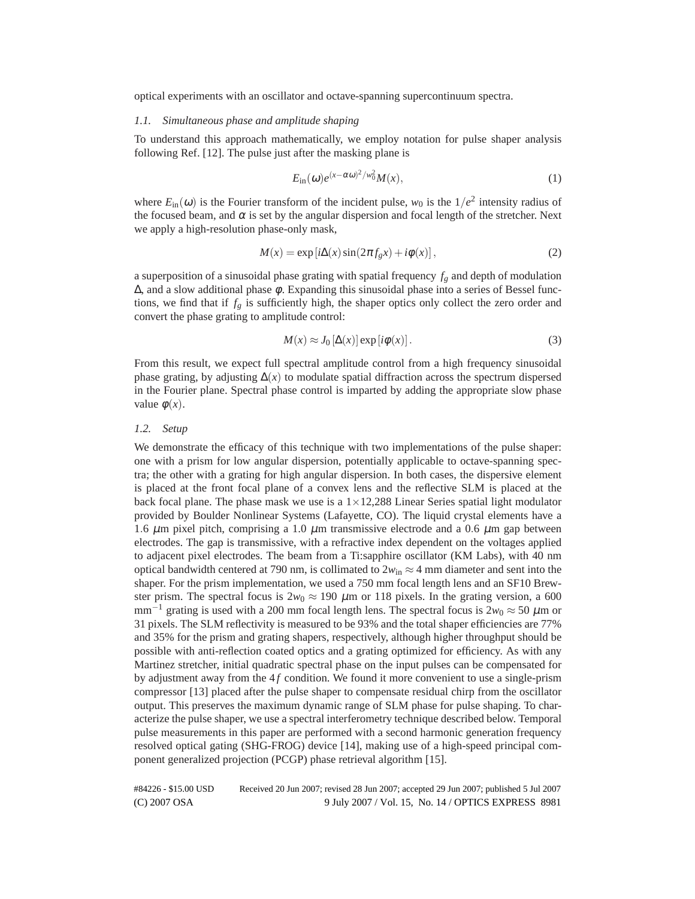optical experiments with an oscillator and octave-spanning supercontinuum spectra.

### *1.1. Simultaneous phase and amplitude shaping*

To understand this approach mathematically, we employ notation for pulse shaper analysis following Ref. [12]. The pulse just after the masking plane is

$$E_{\rm in}(\omega)e^{(x-\alpha\omega)^2/w_0^2}M(x), \tag{1}$$

where $E_{\rm in}(\omega)$ is the Fourier transform of the incident pulse, $w_0$ is the $1/e^2$ intensity radius of the focused beam, and $\alpha$ is set by the angular dispersion and focal length of the stretcher. Next we apply a high-resolution phase-only mask,

$$M(x) = \exp\left[i\Delta(x)\sin(2\pi f_g x) + i\phi(x)\right], \tag{2}$$

a superposition of a sinusoidal phase grating with spatial frequency $f_g$ and depth of modulation $\Delta$, and a slow additional phase $\phi$. Expanding this sinusoidal phase into a series of Bessel functions, we find that if $f_g$ is sufficiently high, the shaper optics only collect the zero order and convert the phase grating to amplitude control:

$$M(x) \approx J_0\left[\Delta(x)\right]\exp\left[i\phi(x)\right]. \tag{3}$$

From this result, we expect full spectral amplitude control from a high frequency sinusoidal phase grating, by adjusting $\Delta(x)$ to modulate spatial diffraction across the spectrum dispersed in the Fourier plane. Spectral phase control is imparted by adding the appropriate slow phase value $\phi(x)$.

### *1.2. Setup*

We demonstrate the efficacy of this technique with two implementations of the pulse shaper: one with a prism for low angular dispersion, potentially applicable to octave-spanning spectra; the other with a grating for high angular dispersion. In both cases, the dispersive element is placed at the front focal plane of a convex lens and the reflective SLM is placed at the back focal plane. The phase mask we use is a 1×12,288 Linear Series spatial light modulator provided by Boulder Nonlinear Systems (Lafayette, CO). The liquid crystal elements have a 1.6 $\mu$m pixel pitch, comprising a 1.0 $\mu$m transmissive electrode and a 0.6 $\mu$m gap between electrodes. The gap is transmissive, with a refractive index dependent on the voltages applied to adjacent pixel electrodes. The beam from a Ti:sapphire oscillator (KM Labs), with 40 nm optical bandwidth centered at 790 nm, is collimated to $2w_{\rm in} \approx 4$ mm diameter and sent into the shaper. For the prism implementation, we used a 750 mm focal length lens and an SF10 Brewster prism. The spectral focus is $2w_0 \approx 190$ $\mu$m or 118 pixels. In the grating version, a 600 mm$^{-1}$ grating is used with a 200 mm focal length lens. The spectral focus is $2w_0 \approx 50$ $\mu$m or 31 pixels. The SLM reflectivity is measured to be 93% and the total shaper efficiencies are 77% and 35% for the prism and grating shapers, respectively, although higher throughput should be possible with anti-reflection coated optics and a grating optimized for efficiency. As with any Martinez stretcher, initial quadratic spectral phase on the input pulses can be compensated for by adjustment away from the $4f$ condition. We found it more convenient to use a single-prism compressor [13] placed after the pulse shaper to compensate residual chirp from the oscillator output. This preserves the maximum dynamic range of SLM phase for pulse shaping. To characterize the pulse shaper, we use a spectral interferometry technique described below. Temporal pulse measurements in this paper are performed with a second harmonic generation frequency resolved optical gating (SHG-FROG) device [14], making use of a high-speed principal component generalized projection (PCGP) phase retrieval algorithm [15].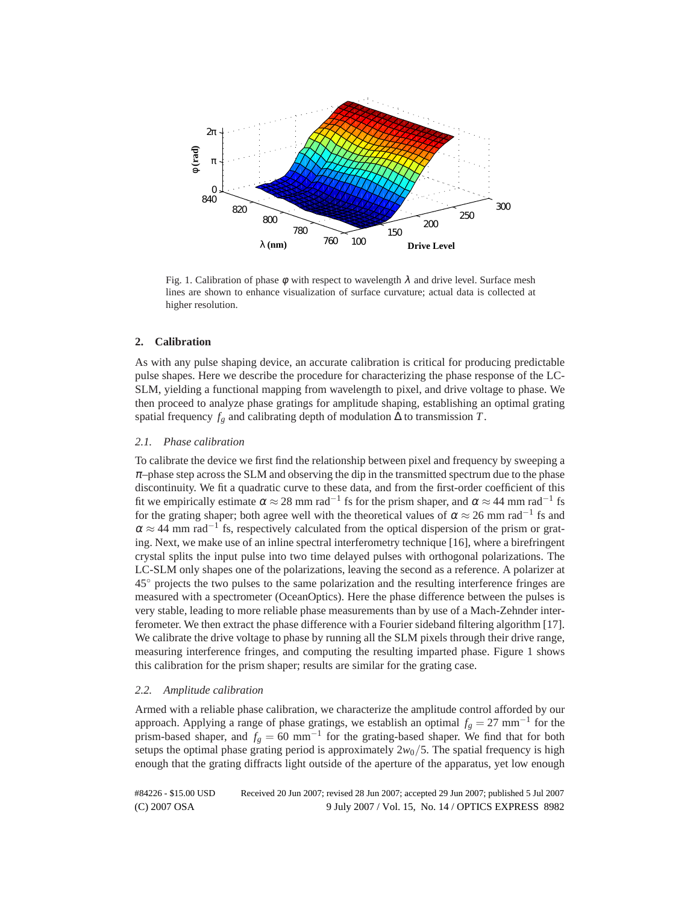Fig. 1. Calibration of phase $\varphi$ with respect to wavelength $\lambda$ and drive level. Surface mesh lines are shown to enhance visualization of surface curvature; actual data is collected at higher resolution.

## 2. Calibration

As with any pulse shaping device, an accurate calibration is critical for producing predictable pulse shapes. Here we describe the procedure for characterizing the phase response of the LC-SLM, yielding a functional mapping from wavelength to pixel, and drive voltage to phase. We then proceed to analyze phase gratings for amplitude shaping, establishing an optimal grating spatial frequency $f_g$ and calibrating depth of modulation $\Delta$ to transmission $T$.

### 2.1. Phase calibration

To calibrate the device we first find the relationship between pixel and frequency by sweeping a $\pi$–phase step across the SLM and observing the dip in the transmitted spectrum due to the phase discontinuity. We fit a quadratic curve to these data, and from the first-order coefficient of this fit we empirically estimate $\alpha \approx 28$ mm rad$^{-1}$ fs for the prism shaper, and $\alpha \approx 44$ mm rad$^{-1}$ fs for the grating shaper; both agree well with the theoretical values of $\alpha \approx 26$ mm rad$^{-1}$ fs and $\alpha \approx 44$ mm rad$^{-1}$ fs, respectively calculated from the optical dispersion of the prism or grating. Next, we make use of an inline spectral interferometry technique [16], where a birefringent crystal splits the input pulse into two time delayed pulses with orthogonal polarizations. The LC-SLM only shapes one of the polarizations, leaving the second as a reference. A polarizer at $45^\circ$ projects the two pulses to the same polarization and the resulting interference fringes are measured with a spectrometer (OceanOptics). Here the phase difference between the pulses is very stable, leading to more reliable phase measurements than by use of a Mach-Zehnder interferometer. We then extract the phase difference with a Fourier sideband filtering algorithm [17]. We calibrate the drive voltage to phase by running all the SLM pixels through their drive range, measuring interference fringes, and computing the resulting imparted phase. Figure 1 shows this calibration for the prism shaper; results are similar for the grating case.

### 2.2. Amplitude calibration

Armed with a reliable phase calibration, we characterize the amplitude control afforded by our approach. Applying a range of phase gratings, we establish an optimal $f_g = 27$ mm$^{-1}$ for the prism-based shaper, and $f_g = 60$ mm$^{-1}$ for the grating-based shaper. We find that for both setups the optimal phase grating period is approximately $2w_0/5$. The spatial frequency is high enough that the grating diffracts light outside of the aperture of the apparatus, yet low enough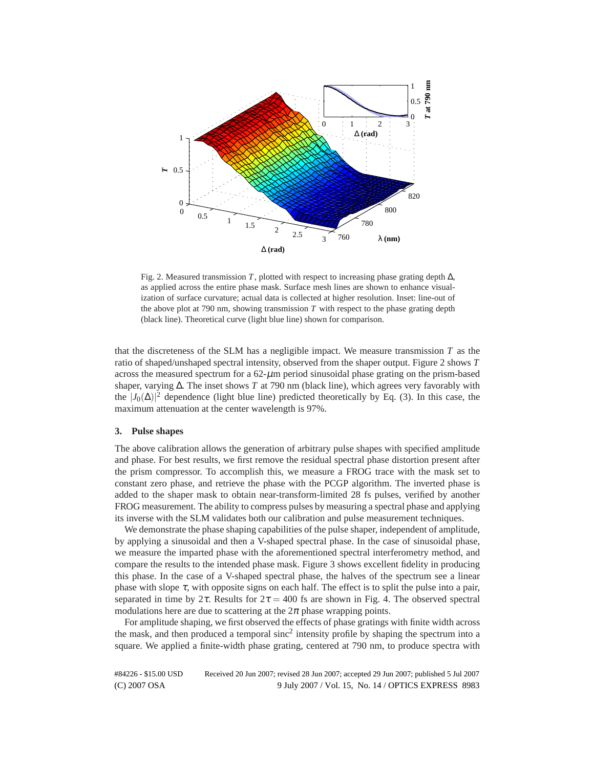Fig. 2. Measured transmission $T$, plotted with respect to increasing phase grating depth $\Delta$, as applied across the entire phase mask. Surface mesh lines are shown to enhance visualization of surface curvature; actual data is collected at higher resolution. Inset: line-out of the above plot at 790 nm, showing transmission $T$ with respect to the phase grating depth (black line). Theoretical curve (light blue line) shown for comparison.

that the discreteness of the SLM has a negligible impact. We measure transmission $T$ as the ratio of shaped/unshaped spectral intensity, observed from the shaper output. Figure 2 shows $T$ across the measured spectrum for a 62-$\mu$m period sinusoidal phase grating on the prism-based shaper, varying $\Delta$. The inset shows $T$ at 790 nm (black line), which agrees very favorably with the $|J_0(\Delta)|^2$ dependence (light blue line) predicted theoretically by Eq. (3). In this case, the maximum attenuation at the center wavelength is 97%.

## 3. Pulse shapes

The above calibration allows the generation of arbitrary pulse shapes with specified amplitude and phase. For best results, we first remove the residual spectral phase distortion present after the prism compressor. To accomplish this, we measure a FROG trace with the mask set to constant zero phase, and retrieve the phase with the PCGP algorithm. The inverted phase is added to the shaper mask to obtain near-transform-limited 28 fs pulses, verified by another FROG measurement. The ability to compress pulses by measuring a spectral phase and applying its inverse with the SLM validates both our calibration and pulse measurement techniques.

We demonstrate the phase shaping capabilities of the pulse shaper, independent of amplitude, by applying a sinusoidal and then a V-shaped spectral phase. In the case of sinusoidal phase, we measure the imparted phase with the aforementioned spectral interferometry method, and compare the results to the intended phase mask. Figure 3 shows excellent fidelity in producing this phase. In the case of a V-shaped spectral phase, the halves of the spectrum see a linear phase with slope $\tau$, with opposite signs on each half. The effect is to split the pulse into a pair, separated in time by $2\tau$. Results for $2\tau = 400$ fs are shown in Fig. 4. The observed spectral modulations here are due to scattering at the $2\pi$ phase wrapping points.

For amplitude shaping, we first observed the effects of phase gratings with finite width across the mask, and then produced a temporal sinc$^2$ intensity profile by shaping the spectrum into a square. We applied a finite-width phase grating, centered at 790 nm, to produce spectra with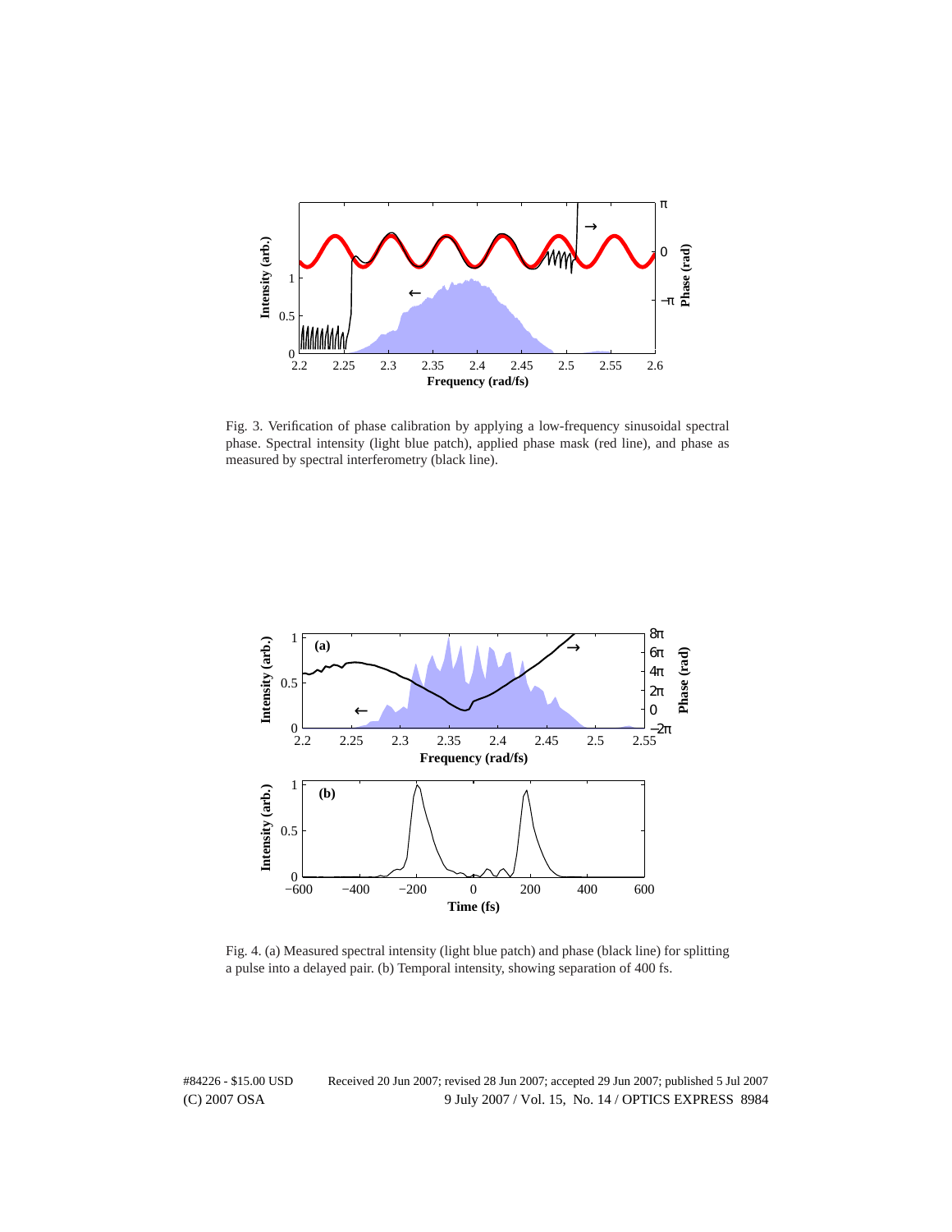Fig. 3. Verification of phase calibration by applying a low-frequency sinusoidal spectral phase. Spectral intensity (light blue patch), applied phase mask (red line), and phase as measured by spectral interferometry (black line).

Fig. 4. (a) Measured spectral intensity (light blue patch) and phase (black line) for splitting a pulse into a delayed pair. (b) Temporal intensity, showing separation of 400 fs.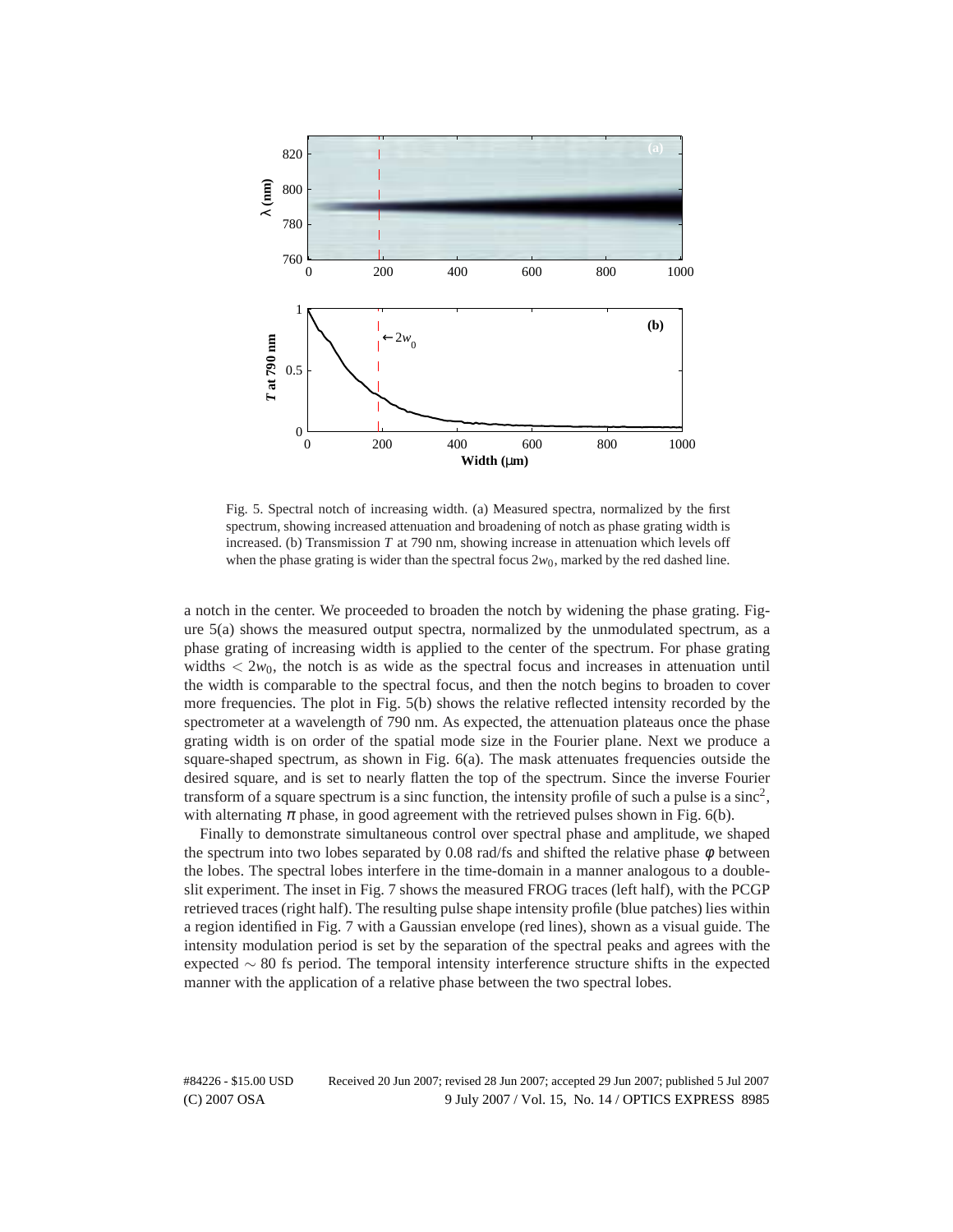Fig. 5. Spectral notch of increasing width. (a) Measured spectra, normalized by the first spectrum, showing increased attenuation and broadening of notch as phase grating width is increased. (b) Transmission $T$ at 790 nm, showing increase in attenuation which levels off when the phase grating is wider than the spectral focus $2w_0$, marked by the red dashed line.

a notch in the center. We proceeded to broaden the notch by widening the phase grating. Figure 5(a) shows the measured output spectra, normalized by the unmodulated spectrum, as a phase grating of increasing width is applied to the center of the spectrum. For phase grating widths $< 2w_0$, the notch is as wide as the spectral focus and increases in attenuation until the width is comparable to the spectral focus, and then the notch begins to broaden to cover more frequencies. The plot in Fig. 5(b) shows the relative reflected intensity recorded by the spectrometer at a wavelength of 790 nm. As expected, the attenuation plateaus once the phase grating width is on order of the spatial mode size in the Fourier plane. Next we produce a square-shaped spectrum, as shown in Fig. 6(a). The mask attenuates frequencies outside the desired square, and is set to nearly flatten the top of the spectrum. Since the inverse Fourier transform of a square spectrum is a sinc function, the intensity profile of such a pulse is a $\text{sinc}^2$, with alternating $\pi$ phase, in good agreement with the retrieved pulses shown in Fig. 6(b).

Finally to demonstrate simultaneous control over spectral phase and amplitude, we shaped the spectrum into two lobes separated by 0.08 rad/fs and shifted the relative phase $\phi$ between the lobes. The spectral lobes interfere in the time-domain in a manner analogous to a double-slit experiment. The inset in Fig. 7 shows the measured FROG traces (left half), with the PCGP retrieved traces (right half). The resulting pulse shape intensity profile (blue patches) lies within a region identified in Fig. 7 with a Gaussian envelope (red lines), shown as a visual guide. The intensity modulation period is set by the separation of the spectral peaks and agrees with the expected $\sim 80$ fs period. The temporal intensity interference structure shifts in the expected manner with the application of a relative phase between the two spectral lobes.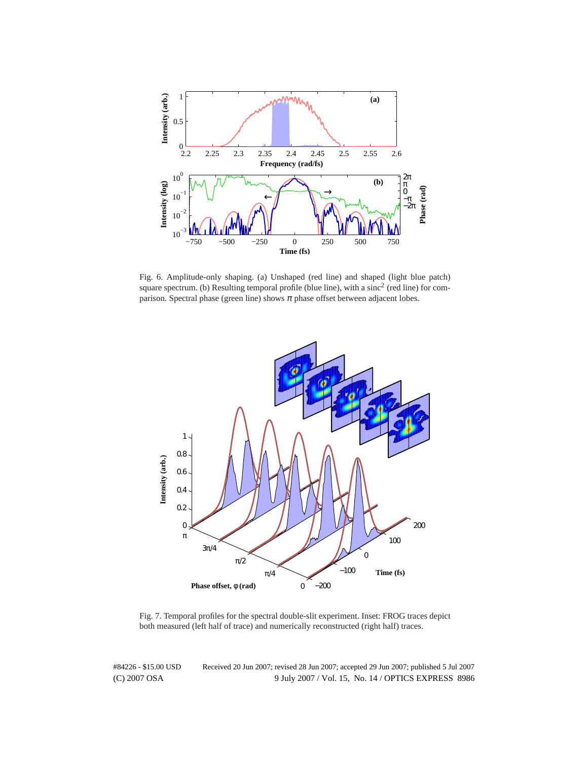Fig. 6. Amplitude-only shaping. (a) Unshaped (red line) and shaped (light blue patch) square spectrum. (b) Resulting temporal profile (blue line), with a $\text{sinc}^2$ (red line) for comparison. Spectral phase (green line) shows $\pi$ phase offset between adjacent lobes.

Fig. 7. Temporal profiles for the spectral double-slit experiment. Inset: FROG traces depict both measured (left half of trace) and numerically reconstructed (right half) traces.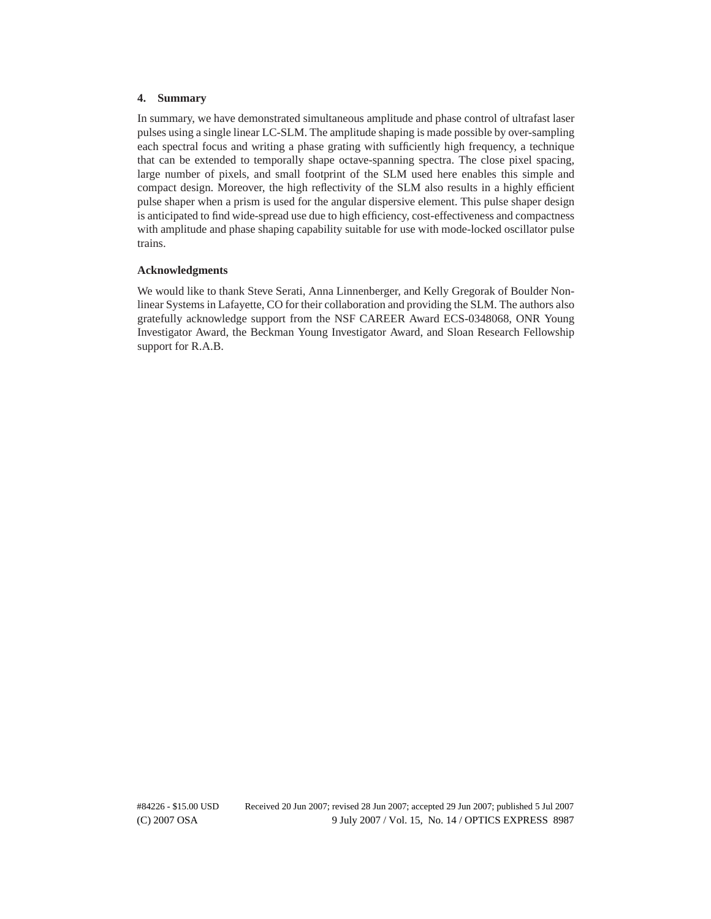## 4. Summary

In summary, we have demonstrated simultaneous amplitude and phase control of ultrafast laser pulses using a single linear LC-SLM. The amplitude shaping is made possible by over-sampling each spectral focus and writing a phase grating with sufficiently high frequency, a technique that can be extended to temporally shape octave-spanning spectra. The close pixel spacing, large number of pixels, and small footprint of the SLM used here enables this simple and compact design. Moreover, the high reflectivity of the SLM also results in a highly efficient pulse shaper when a prism is used for the angular dispersive element. This pulse shaper design is anticipated to find wide-spread use due to high efficiency, cost-effectiveness and compactness with amplitude and phase shaping capability suitable for use with mode-locked oscillator pulse trains.

### Acknowledgments

We would like to thank Steve Serati, Anna Linnenberger, and Kelly Gregorak of Boulder Nonlinear Systems in Lafayette, CO for their collaboration and providing the SLM. The authors also gratefully acknowledge support from the NSF CAREER Award ECS-0348068, ONR Young Investigator Award, the Beckman Young Investigator Award, and Sloan Research Fellowship support for R.A.B.

#84226 - $15.00 USD Received 20 Jun 2007; revised 28 Jun 2007; accepted 29 Jun 2007; published 5 Jul 2007
(C) 2007 OSA